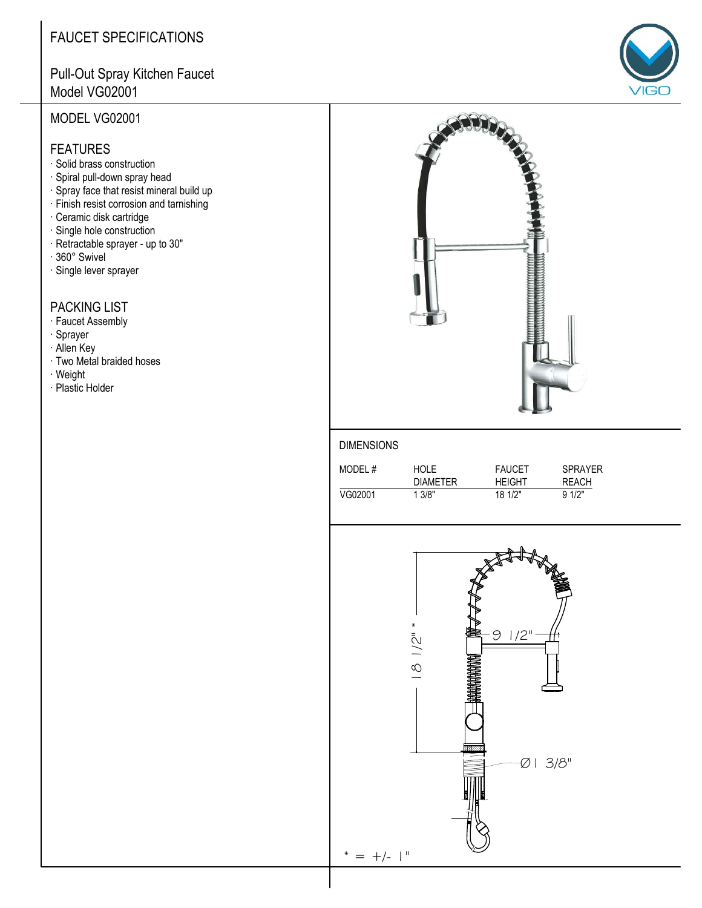# FAUCET SPECIFICATIONS

## Pull-Out Spray Kitchen Faucet
## Model VG02001

VIGO

## MODEL VG02001

### FEATURES

- Solid brass construction
- Spiral pull-down spray head
- Spray face that resist mineral build up
- Finish resist corrosion and tarnishing
- Ceramic disk cartridge
- Single hole construction
- Retractable sprayer - up to 30"
- 360° Swivel
- Single lever sprayer

### PACKING LIST

- Faucet Assembly
- Sprayer
- Allen Key
- Two Metal braided hoses
- Weight
- Plastic Holder

### DIMENSIONS

| MODEL # | HOLE DIAMETER | FAUCET HEIGHT | SPRAYER REACH |
|---|---|---|---|
| VG02001 | 1 3/8" | 18 1/2" | 9 1/2" |

18 1/2" *

9 1/2"

Ø1 3/8"

* = +/- 1"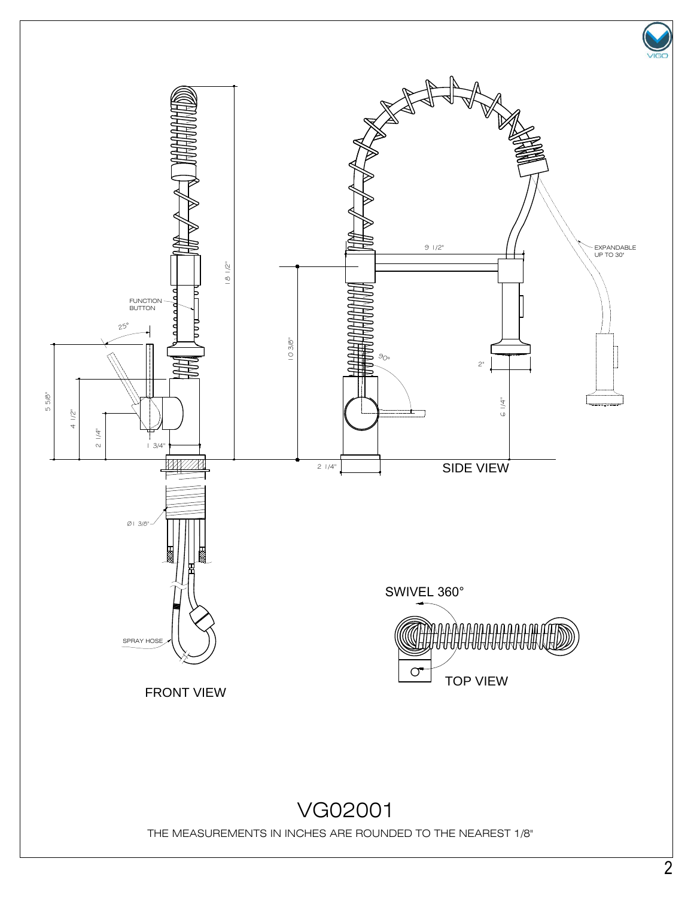FUNCTION BUTTON

25°

5 5/8"

4 1/2"

2 1/4"

1 3/4"

18 1/2"

Ø1 3/8"

SPRAY HOSE

FRONT VIEW

9 1/2"

EXPANDABLE UP TO 30"

10 3/8"

90°

2"

6 1/4"

2 1/4"

SIDE VIEW

SWIVEL 360°

TOP VIEW

# VG02001

THE MEASUREMENTS IN INCHES ARE ROUNDED TO THE NEAREST 1/8"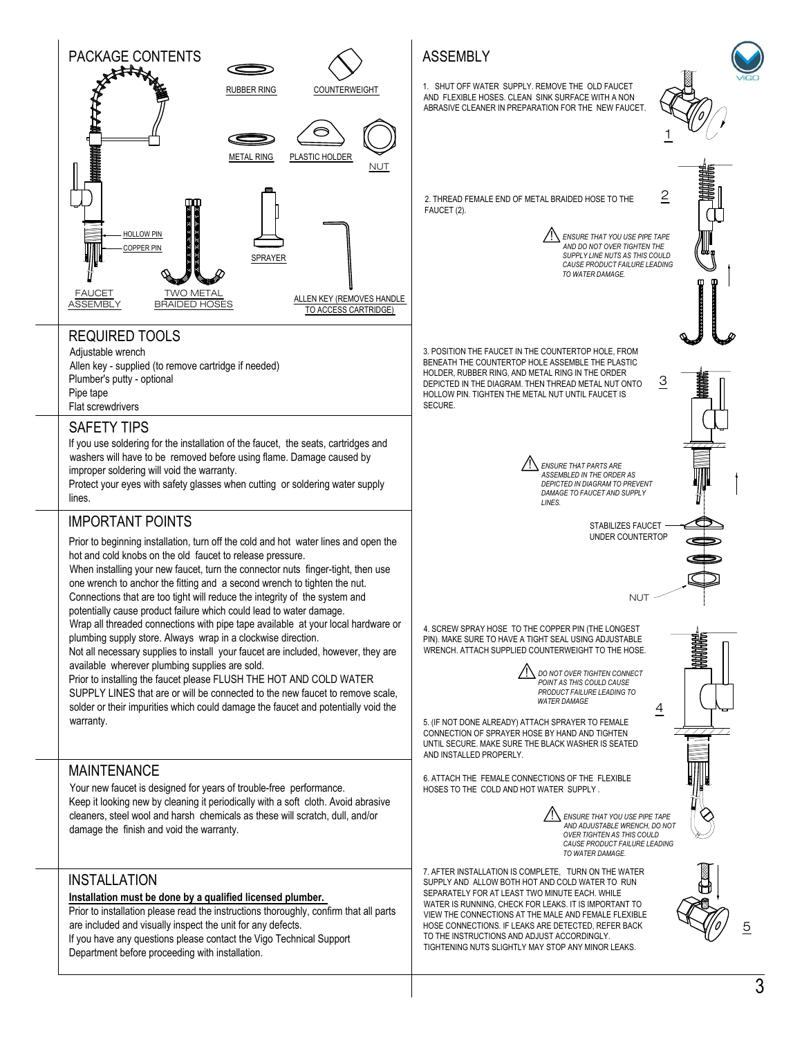## PACKAGE CONTENTS

RUBBER RING

COUNTERWEIGHT

METAL RING

PLASTIC HOLDER

NUT

HOLLOW PIN

COPPER PIN

SPRAYER

FAUCET ASSEMBLY

TWO METAL BRAIDED HOSES

ALLEN KEY (REMOVES HANDLE TO ACCESS CARTRIDGE)

## REQUIRED TOOLS

Adjustable wrench
Allen key - supplied (to remove cartridge if needed)
Plumber's putty - optional
Pipe tape
Flat screwdrivers

## SAFETY TIPS

If you use soldering for the installation of the faucet, the seats, cartridges and washers will have to be removed before using flame. Damage caused by improper soldering will void the warranty.
Protect your eyes with safety glasses when cutting or soldering water supply lines.

## IMPORTANT POINTS

Prior to beginning installation, turn off the cold and hot water lines and open the hot and cold knobs on the old faucet to release pressure.
When installing your new faucet, turn the connector nuts finger-tight, then use one wrench to anchor the fitting and a second wrench to tighten the nut.
Connections that are too tight will reduce the integrity of the system and potentially cause product failure which could lead to water damage.
Wrap all threaded connections with pipe tape available at your local hardware or plumbing supply store. Always wrap in a clockwise direction.
Not all necessary supplies to install your faucet are included, however, they are available wherever plumbing supplies are sold.
Prior to installing the faucet please FLUSH THE HOT AND COLD WATER SUPPLY LINES that are or will be connected to the new faucet to remove scale, solder or their impurities which could damage the faucet and potentially void the warranty.

## MAINTENANCE

Your new faucet is designed for years of trouble-free performance.
Keep it looking new by cleaning it periodically with a soft cloth. Avoid abrasive cleaners, steel wool and harsh chemicals as these will scratch, dull, and/or damage the finish and void the warranty.

## INSTALLATION

**Installation must be done by a qualified licensed plumber.**
Prior to installation please read the instructions thoroughly, confirm that all parts are included and visually inspect the unit for any defects.
If you have any questions please contact the Vigo Technical Support Department before proceeding with installation.

## ASSEMBLY

1. SHUT OFF WATER SUPPLY. REMOVE THE OLD FAUCET AND FLEXIBLE HOSES. CLEAN SINK SURFACE WITH A NON ABRASIVE CLEANER IN PREPARATION FOR THE NEW FAUCET.

1

2. THREAD FEMALE END OF METAL BRAIDED HOSE TO THE FAUCET (2).

2

*⚠ ENSURE THAT YOU USE PIPE TAPE AND DO NOT OVER TIGHTEN THE SUPPLY LINE NUTS AS THIS COULD CAUSE PRODUCT FAILURE LEADING TO WATER DAMAGE.*

3. POSITION THE FAUCET IN THE COUNTERTOP HOLE, FROM BENEATH THE COUNTERTOP HOLE ASSEMBLE THE PLASTIC HOLDER, RUBBER RING, AND METAL RING IN THE ORDER DEPICTED IN THE DIAGRAM. THEN THREAD METAL NUT ONTO HOLLOW PIN. TIGHTEN THE METAL NUT UNTIL FAUCET IS SECURE.

3

*⚠ ENSURE THAT PARTS ARE ASSEMBLED IN THE ORDER AS DEPICTED IN DIAGRAM TO PREVENT DAMAGE TO FAUCET AND SUPPLY LINES.*

STABILIZES FAUCET UNDER COUNTERTOP

NUT

4. SCREW SPRAY HOSE TO THE COPPER PIN (THE LONGEST PIN). MAKE SURE TO HAVE A TIGHT SEAL USING ADJUSTABLE WRENCH. ATTACH SUPPLIED COUNTERWEIGHT TO THE HOSE.

*⚠ DO NOT OVER TIGHTEN CONNECT POINT AS THIS COULD CAUSE PRODUCT FAILURE LEADING TO WATER DAMAGE*

4

5. (IF NOT DONE ALREADY) ATTACH SPRAYER TO FEMALE CONNECTION OF SPRAYER HOSE BY HAND AND TIGHTEN UNTIL SECURE. MAKE SURE THE BLACK WASHER IS SEATED AND INSTALLED PROPERLY.

6. ATTACH THE FEMALE CONNECTIONS OF THE FLEXIBLE HOSES TO THE COLD AND HOT WATER SUPPLY .

*⚠ ENSURE THAT YOU USE PIPE TAPE AND ADJUSTABLE WRENCH, DO NOT OVER TIGHTEN AS THIS COULD CAUSE PRODUCT FAILURE LEADING TO WATER DAMAGE.*

7. AFTER INSTALLATION IS COMPLETE, TURN ON THE WATER SUPPLY AND ALLOW BOTH HOT AND COLD WATER TO RUN SEPARATELY FOR AT LEAST TWO MINUTE EACH. WHILE WATER IS RUNNING, CHECK FOR LEAKS. IT IS IMPORTANT TO VIEW THE CONNECTIONS AT THE MALE AND FEMALE FLEXIBLE HOSE CONNECTIONS. IF LEAKS ARE DETECTED, REFER BACK TO THE INSTRUCTIONS AND ADJUST ACCORDINGLY. TIGHTENING NUTS SLIGHTLY MAY STOP ANY MINOR LEAKS.

5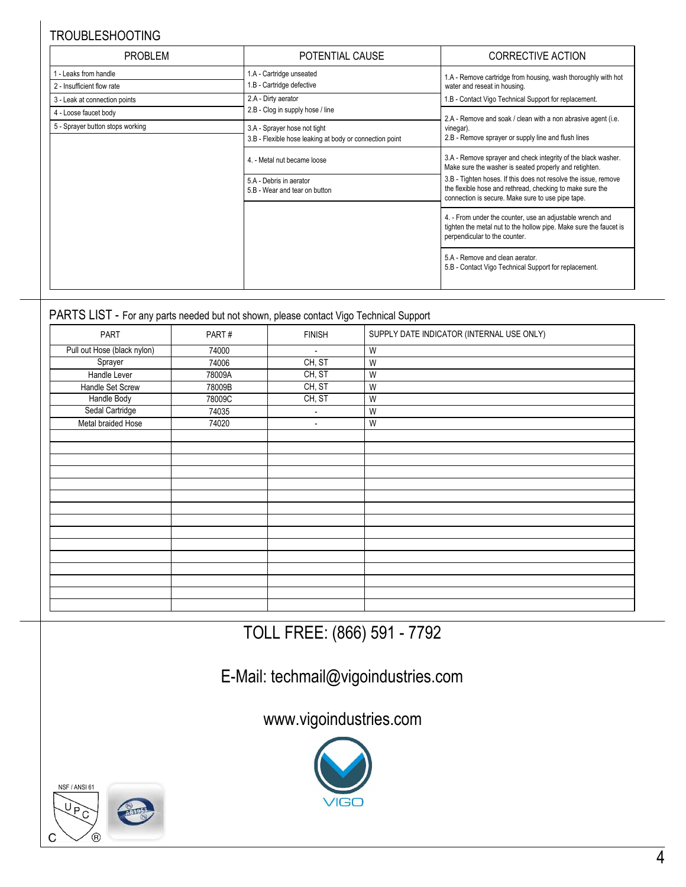## TROUBLESHOOTING

| PROBLEM | POTENTIAL CAUSE | CORRECTIVE ACTION |
|---|---|---|
| 1 - Leaks from handle | 1.A - Cartridge unseated<br>1.B - Cartridge defective | 1.A - Remove cartridge from housing, wash thoroughly with hot water and reseat in housing.<br>1.B - Contact Vigo Technical Support for replacement. |
| 2 - Insufficient flow rate | 2.A - Dirty aerator<br>2.B - Clog in supply hose / line | 2.A - Remove and soak / clean with a non abrasive agent (i.e. vinegar).<br>2.B - Remove sprayer or supply line and flush lines |
| 3 - Leak at connection points | 3.A - Sprayer hose not tight<br>3.B - Flexible hose leaking at body or connection point | 3.A - Remove sprayer and check integrity of the black washer. Make sure the washer is seated properly and retighten.<br>3.B - Tighten hoses. If this does not resolve the issue, remove the flexible hose and rethread, checking to make sure the connection is secure. Make sure to use pipe tape. |
| 4 - Loose faucet body | 4. - Metal nut became loose | 4. - From under the counter, use an adjustable wrench and tighten the metal nut to the hollow pipe. Make sure the faucet is perpendicular to the counter. |
| 5 - Sprayer button stops working | 5.A - Debris in aerator<br>5.B - Wear and tear on button | 5.A - Remove and clean aerator.<br>5.B - Contact Vigo Technical Support for replacement. |

## PARTS LIST - For any parts needed but not shown, please contact Vigo Technical Support

| PART | PART # | FINISH | SUPPLY DATE INDICATOR (INTERNAL USE ONLY) |
|---|---|---|---|
| Pull out Hose (black nylon) | 74000 | - | W |
| Sprayer | 74006 | CH, ST | W |
| Handle Lever | 78009A | CH, ST | W |
| Handle Set Screw | 78009B | CH, ST | W |
| Handle Body | 78009C | CH, ST | W |
| Sedal Cartridge | 74035 | - | W |
| Metal braided Hose | 74020 | - | W |

TOLL FREE: (866) 591 - 7792

E-Mail: techmail@vigoindustries.com

www.vigoindustries.com

VIGO

NSF / ANSI 61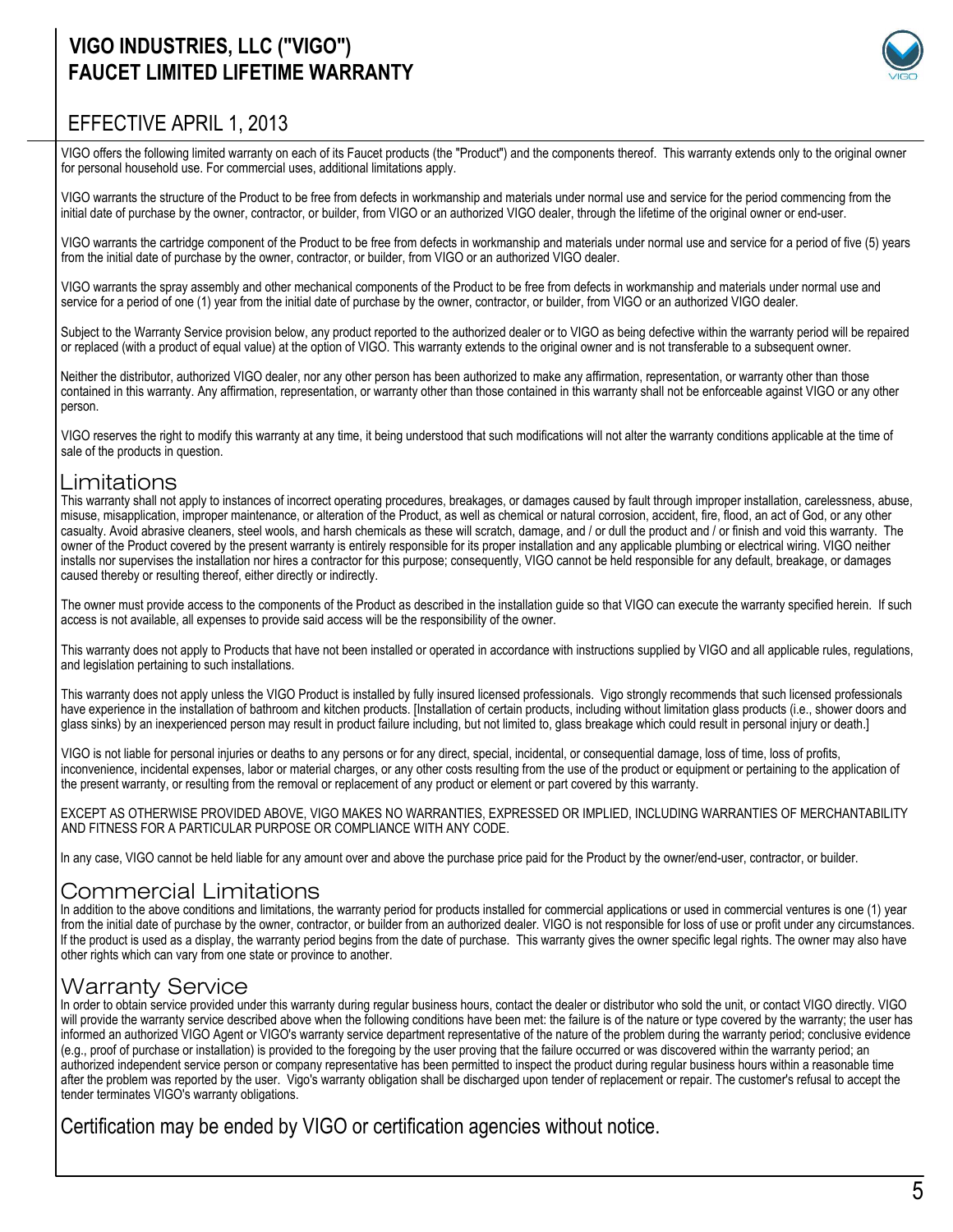# VIGO INDUSTRIES, LLC ("VIGO") FAUCET LIMITED LIFETIME WARRANTY

## EFFECTIVE APRIL 1, 2013

VIGO offers the following limited warranty on each of its Faucet products (the "Product") and the components thereof. This warranty extends only to the original owner for personal household use. For commercial uses, additional limitations apply.

VIGO warrants the structure of the Product to be free from defects in workmanship and materials under normal use and service for the period commencing from the initial date of purchase by the owner, contractor, or builder, from VIGO or an authorized VIGO dealer, through the lifetime of the original owner or end-user.

VIGO warrants the cartridge component of the Product to be free from defects in workmanship and materials under normal use and service for a period of five (5) years from the initial date of purchase by the owner, contractor, or builder, from VIGO or an authorized VIGO dealer.

VIGO warrants the spray assembly and other mechanical components of the Product to be free from defects in workmanship and materials under normal use and service for a period of one (1) year from the initial date of purchase by the owner, contractor, or builder, from VIGO or an authorized VIGO dealer.

Subject to the Warranty Service provision below, any product reported to the authorized dealer or to VIGO as being defective within the warranty period will be repaired or replaced (with a product of equal value) at the option of VIGO. This warranty extends to the original owner and is not transferable to a subsequent owner.

Neither the distributor, authorized VIGO dealer, nor any other person has been authorized to make any affirmation, representation, or warranty other than those contained in this warranty. Any affirmation, representation, or warranty other than those contained in this warranty shall not be enforceable against VIGO or any other person.

VIGO reserves the right to modify this warranty at any time, it being understood that such modifications will not alter the warranty conditions applicable at the time of sale of the products in question.

## Limitations

This warranty shall not apply to instances of incorrect operating procedures, breakages, or damages caused by fault through improper installation, carelessness, abuse, misuse, misapplication, improper maintenance, or alteration of the Product, as well as chemical or natural corrosion, accident, fire, flood, an act of God, or any other casualty. Avoid abrasive cleaners, steel wools, and harsh chemicals as these will scratch, damage, and / or dull the product and / or finish and void this warranty. The owner of the Product covered by the present warranty is entirely responsible for its proper installation and any applicable plumbing or electrical wiring. VIGO neither installs nor supervises the installation nor hires a contractor for this purpose; consequently, VIGO cannot be held responsible for any default, breakage, or damages caused thereby or resulting thereof, either directly or indirectly.

The owner must provide access to the components of the Product as described in the installation guide so that VIGO can execute the warranty specified herein. If such access is not available, all expenses to provide said access will be the responsibility of the owner.

This warranty does not apply to Products that have not been installed or operated in accordance with instructions supplied by VIGO and all applicable rules, regulations, and legislation pertaining to such installations.

This warranty does not apply unless the VIGO Product is installed by fully insured licensed professionals. Vigo strongly recommends that such licensed professionals have experience in the installation of bathroom and kitchen products. [Installation of certain products, including without limitation glass products (i.e., shower doors and glass sinks) by an inexperienced person may result in product failure including, but not limited to, glass breakage which could result in personal injury or death.]

VIGO is not liable for personal injuries or deaths to any persons or for any direct, special, incidental, or consequential damage, loss of time, loss of profits, inconvenience, incidental expenses, labor or material charges, or any other costs resulting from the use of the product or equipment or pertaining to the application of the present warranty, or resulting from the removal or replacement of any product or element or part covered by this warranty.

EXCEPT AS OTHERWISE PROVIDED ABOVE, VIGO MAKES NO WARRANTIES, EXPRESSED OR IMPLIED, INCLUDING WARRANTIES OF MERCHANTABILITY AND FITNESS FOR A PARTICULAR PURPOSE OR COMPLIANCE WITH ANY CODE.

In any case, VIGO cannot be held liable for any amount over and above the purchase price paid for the Product by the owner/end-user, contractor, or builder.

## Commercial Limitations

In addition to the above conditions and limitations, the warranty period for products installed for commercial applications or used in commercial ventures is one (1) year from the initial date of purchase by the owner, contractor, or builder from an authorized dealer. VIGO is not responsible for loss of use or profit under any circumstances. If the product is used as a display, the warranty period begins from the date of purchase. This warranty gives the owner specific legal rights. The owner may also have other rights which can vary from one state or province to another.

## Warranty Service

In order to obtain service provided under this warranty during regular business hours, contact the dealer or distributor who sold the unit, or contact VIGO directly. VIGO will provide the warranty service described above when the following conditions have been met: the failure is of the nature or type covered by the warranty; the user has informed an authorized VIGO Agent or VIGO's warranty service department representative of the nature of the problem during the warranty period; conclusive evidence (e.g., proof of purchase or installation) is provided to the foregoing by the user proving that the failure occurred or was discovered within the warranty period; an authorized independent service person or company representative has been permitted to inspect the product during regular business hours within a reasonable time after the problem was reported by the user. Vigo's warranty obligation shall be discharged upon tender of replacement or repair. The customer's refusal to accept the tender terminates VIGO's warranty obligations.

Certification may be ended by VIGO or certification agencies without notice.